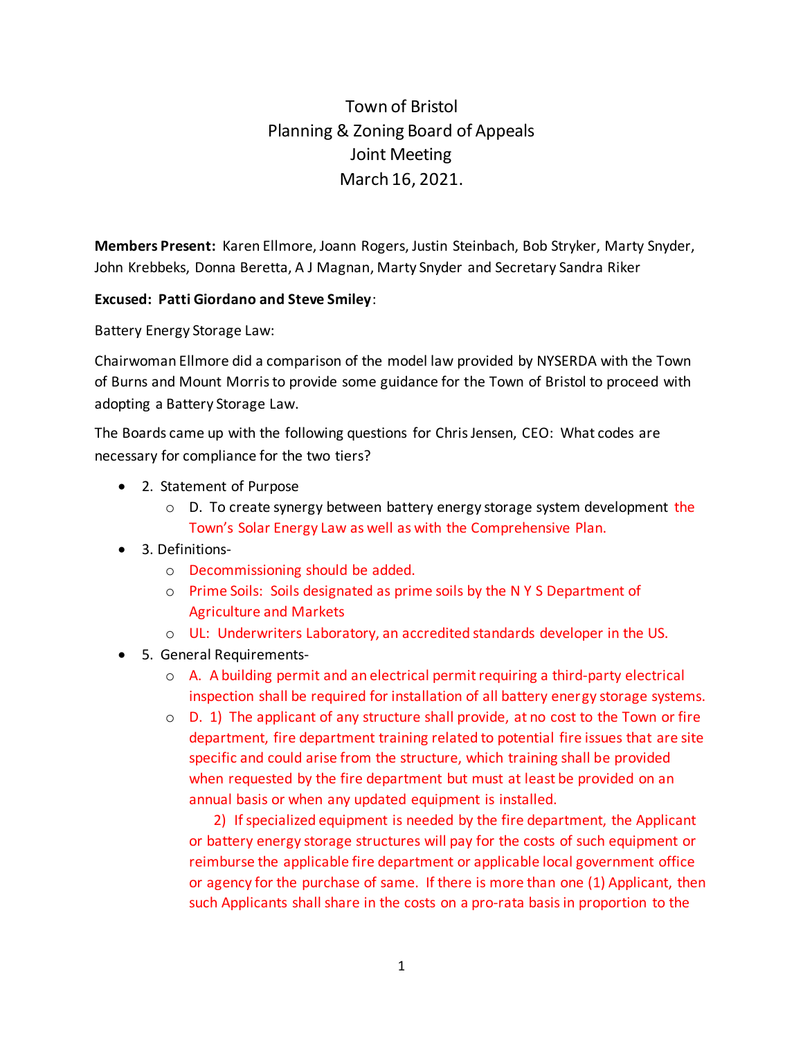# Town of Bristol
## Planning & Zoning Board of Appeals
## Joint Meeting
## March 16, 2021.

**Members Present:** Karen Ellmore, Joann Rogers, Justin Steinbach, Bob Stryker, Marty Snyder, John Krebbeks, Donna Beretta, A J Magnan, Marty Snyder and Secretary Sandra Riker

**Excused: Patti Giordano and Steve Smiley**:

Battery Energy Storage Law:

Chairwoman Ellmore did a comparison of the model law provided by NYSERDA with the Town of Burns and Mount Morris to provide some guidance for the Town of Bristol to proceed with adopting a Battery Storage Law.

The Boards came up with the following questions for Chris Jensen, CEO: What codes are necessary for compliance for the two tiers?

- 2. Statement of Purpose
  - D. To create synergy between battery energy storage system development the Town's Solar Energy Law as well as with the Comprehensive Plan.
- 3. Definitions-
  - Decommissioning should be added.
  - Prime Soils: Soils designated as prime soils by the N Y S Department of Agriculture and Markets
  - UL: Underwriters Laboratory, an accredited standards developer in the US.
- 5. General Requirements-
  - A. A building permit and an electrical permit requiring a third-party electrical inspection shall be required for installation of all battery energy storage systems.
  - D. 1) The applicant of any structure shall provide, at no cost to the Town or fire department, fire department training related to potential fire issues that are site specific and could arise from the structure, which training shall be provided when requested by the fire department but must at least be provided on an annual basis or when any updated equipment is installed.

    2) If specialized equipment is needed by the fire department, the Applicant or battery energy storage structures will pay for the costs of such equipment or reimburse the applicable fire department or applicable local government office or agency for the purchase of same. If there is more than one (1) Applicant, then such Applicants shall share in the costs on a pro-rata basis in proportion to the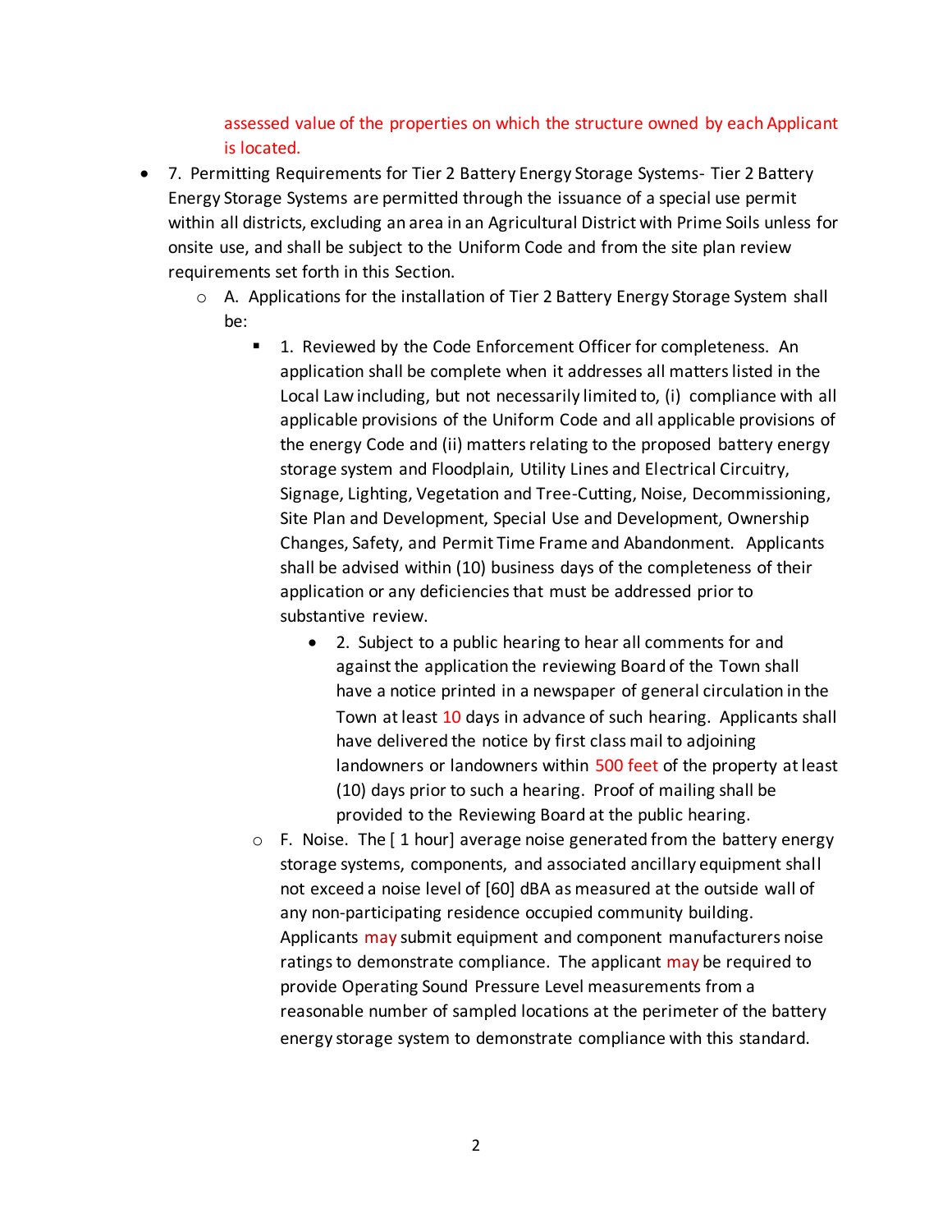assessed value of the properties on which the structure owned by each Applicant is located.

- 7. Permitting Requirements for Tier 2 Battery Energy Storage Systems- Tier 2 Battery Energy Storage Systems are permitted through the issuance of a special use permit within all districts, excluding an area in an Agricultural District with Prime Soils unless for onsite use, and shall be subject to the Uniform Code and from the site plan review requirements set forth in this Section.
    - A. Applications for the installation of Tier 2 Battery Energy Storage System shall be:
        - 1. Reviewed by the Code Enforcement Officer for completeness. An application shall be complete when it addresses all matters listed in the Local Law including, but not necessarily limited to, (i) compliance with all applicable provisions of the Uniform Code and all applicable provisions of the energy Code and (ii) matters relating to the proposed battery energy storage system and Floodplain, Utility Lines and Electrical Circuitry, Signage, Lighting, Vegetation and Tree-Cutting, Noise, Decommissioning, Site Plan and Development, Special Use and Development, Ownership Changes, Safety, and Permit Time Frame and Abandonment. Applicants shall be advised within (10) business days of the completeness of their application or any deficiencies that must be addressed prior to substantive review.
            - 2. Subject to a public hearing to hear all comments for and against the application the reviewing Board of the Town shall have a notice printed in a newspaper of general circulation in the Town at least 10 days in advance of such hearing. Applicants shall have delivered the notice by first class mail to adjoining landowners or landowners within 500 feet of the property at least (10) days prior to such a hearing. Proof of mailing shall be provided to the Reviewing Board at the public hearing.
        - F. Noise. The [ 1 hour] average noise generated from the battery energy storage systems, components, and associated ancillary equipment shall not exceed a noise level of [60] dBA as measured at the outside wall of any non-participating residence occupied community building. Applicants may submit equipment and component manufacturers noise ratings to demonstrate compliance. The applicant may be required to provide Operating Sound Pressure Level measurements from a reasonable number of sampled locations at the perimeter of the battery energy storage system to demonstrate compliance with this standard.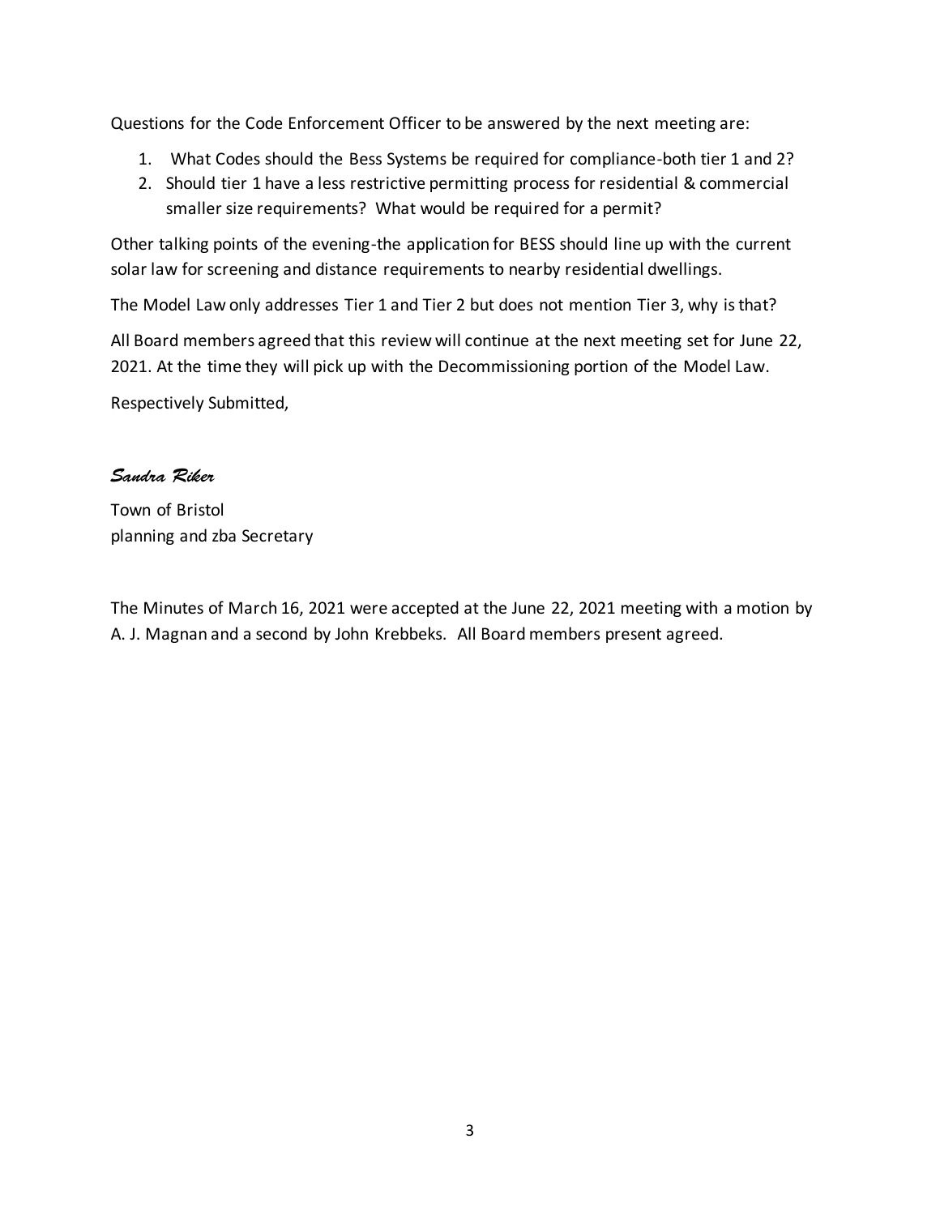Questions for the Code Enforcement Officer to be answered by the next meeting are:

1. What Codes should the Bess Systems be required for compliance-both tier 1 and 2?
2. Should tier 1 have a less restrictive permitting process for residential & commercial smaller size requirements? What would be required for a permit?

Other talking points of the evening-the application for BESS should line up with the current solar law for screening and distance requirements to nearby residential dwellings.

The Model Law only addresses Tier 1 and Tier 2 but does not mention Tier 3, why is that?

All Board members agreed that this review will continue at the next meeting set for June 22, 2021. At the time they will pick up with the Decommissioning portion of the Model Law.

Respectively Submitted,

*Sandra Riker*

Town of Bristol
planning and zba Secretary

The Minutes of March 16, 2021 were accepted at the June 22, 2021 meeting with a motion by A. J. Magnan and a second by John Krebbeks. All Board members present agreed.